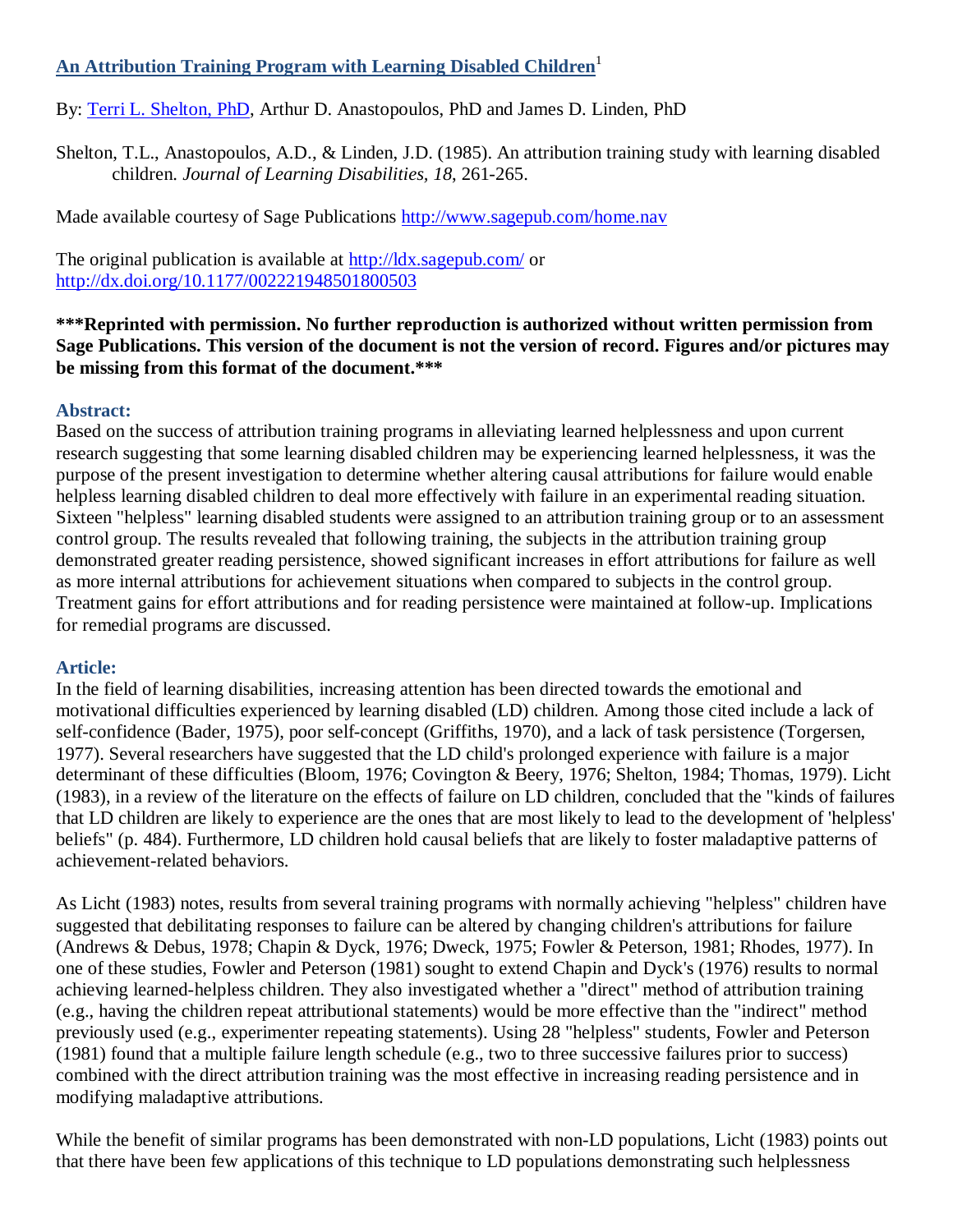## An Attribution Training Program with Learning Disabled Children[1]

By: Terri L. Shelton, PhD, Arthur D. Anastopoulos, PhD and James D. Linden, PhD

Shelton, T.L., Anastopoulos, A.D., & Linden, J.D. (1985). An attribution training study with learning disabled children. *Journal of Learning Disabilities*, *18*, 261-265.

Made available courtesy of Sage Publications http://www.sagepub.com/home.nav

The original publication is available at http://ldx.sagepub.com/ or http://dx.doi.org/10.1177/002221948501800503

**\*\*\*Reprinted with permission. No further reproduction is authorized without written permission from Sage Publications. This version of the document is not the version of record. Figures and/or pictures may be missing from this format of the document.\*\*\***

### Abstract:

Based on the success of attribution training programs in alleviating learned helplessness and upon current research suggesting that some learning disabled children may be experiencing learned helplessness, it was the purpose of the present investigation to determine whether altering causal attributions for failure would enable helpless learning disabled children to deal more effectively with failure in an experimental reading situation. Sixteen "helpless" learning disabled students were assigned to an attribution training group or to an assessment control group. The results revealed that following training, the subjects in the attribution training group demonstrated greater reading persistence, showed significant increases in effort attributions for failure as well as more internal attributions for achievement situations when compared to subjects in the control group. Treatment gains for effort attributions and for reading persistence were maintained at follow-up. Implications for remedial programs are discussed.

### Article:

In the field of learning disabilities, increasing attention has been directed towards the emotional and motivational difficulties experienced by learning disabled (LD) children. Among those cited include a lack of self-confidence (Bader, 1975), poor self-concept (Griffiths, 1970), and a lack of task persistence (Torgersen, 1977). Several researchers have suggested that the LD child's prolonged experience with failure is a major determinant of these difficulties (Bloom, 1976; Covington & Beery, 1976; Shelton, 1984; Thomas, 1979). Licht (1983), in a review of the literature on the effects of failure on LD children, concluded that the "kinds of failures that LD children are likely to experience are the ones that are most likely to lead to the development of 'helpless' beliefs" (p. 484). Furthermore, LD children hold causal beliefs that are likely to foster maladaptive patterns of achievement-related behaviors.

As Licht (1983) notes, results from several training programs with normally achieving "helpless" children have suggested that debilitating responses to failure can be altered by changing children's attributions for failure (Andrews & Debus, 1978; Chapin & Dyck, 1976; Dweck, 1975; Fowler & Peterson, 1981; Rhodes, 1977). In one of these studies, Fowler and Peterson (1981) sought to extend Chapin and Dyck's (1976) results to normal achieving learned-helpless children. They also investigated whether a "direct" method of attribution training (e.g., having the children repeat attributional statements) would be more effective than the "indirect" method previously used (e.g., experimenter repeating statements). Using 28 "helpless" students, Fowler and Peterson (1981) found that a multiple failure length schedule (e.g., two to three successive failures prior to success) combined with the direct attribution training was the most effective in increasing reading persistence and in modifying maladaptive attributions.

While the benefit of similar programs has been demonstrated with non-LD populations, Licht (1983) points out that there have been few applications of this technique to LD populations demonstrating such helplessness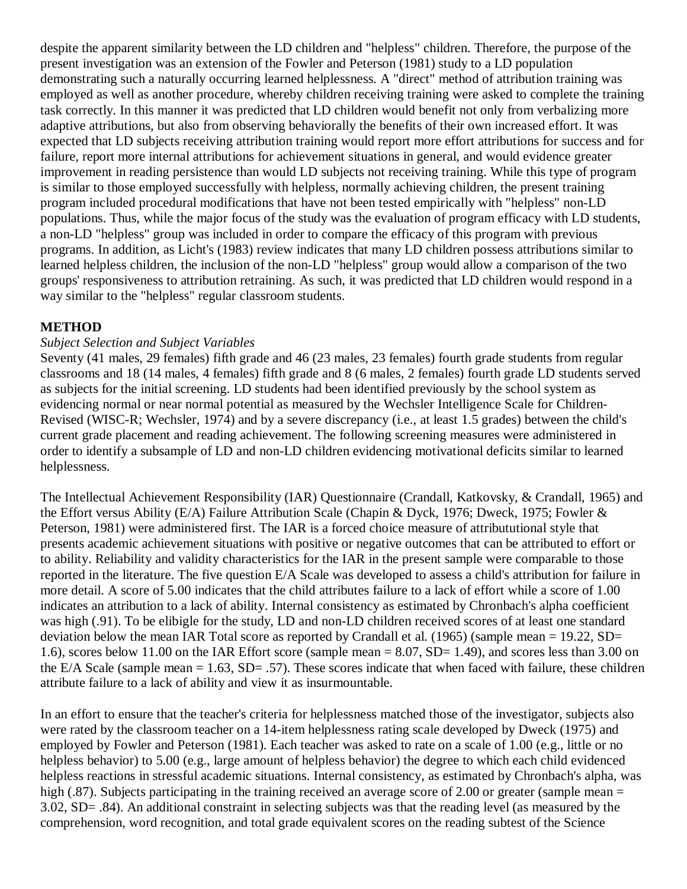despite the apparent similarity between the LD children and "helpless" children. Therefore, the purpose of the present investigation was an extension of the Fowler and Peterson (1981) study to a LD population demonstrating such a naturally occurring learned helplessness. A "direct" method of attribution training was employed as well as another procedure, whereby children receiving training were asked to complete the training task correctly. In this manner it was predicted that LD children would benefit not only from verbalizing more adaptive attributions, but also from observing behaviorally the benefits of their own increased effort. It was expected that LD subjects receiving attribution training would report more effort attributions for success and for failure, report more internal attributions for achievement situations in general, and would evidence greater improvement in reading persistence than would LD subjects not receiving training. While this type of program is similar to those employed successfully with helpless, normally achieving children, the present training program included procedural modifications that have not been tested empirically with "helpless" non-LD populations. Thus, while the major focus of the study was the evaluation of program efficacy with LD students, a non-LD "helpless" group was included in order to compare the efficacy of this program with previous programs. In addition, as Licht's (1983) review indicates that many LD children possess attributions similar to learned helpless children, the inclusion of the non-LD "helpless" group would allow a comparison of the two groups' responsiveness to attribution retraining. As such, it was predicted that LD children would respond in a way similar to the "helpless" regular classroom students.

## METHOD

*Subject Selection and Subject Variables*

Seventy (41 males, 29 females) fifth grade and 46 (23 males, 23 females) fourth grade students from regular classrooms and 18 (14 males, 4 females) fifth grade and 8 (6 males, 2 females) fourth grade LD students served as subjects for the initial screening. LD students had been identified previously by the school system as evidencing normal or near normal potential as measured by the Wechsler Intelligence Scale for Children-Revised (WISC-R; Wechsler, 1974) and by a severe discrepancy (i.e., at least 1.5 grades) between the child's current grade placement and reading achievement. The following screening measures were administered in order to identify a subsample of LD and non-LD children evidencing motivational deficits similar to learned helplessness.

The Intellectual Achievement Responsibility (IAR) Questionnaire (Crandall, Katkovsky, & Crandall, 1965) and the Effort versus Ability (E/A) Failure Attribution Scale (Chapin & Dyck, 1976; Dweck, 1975; Fowler & Peterson, 1981) were administered first. The IAR is a forced choice measure of attribututional style that presents academic achievement situations with positive or negative outcomes that can be attributed to effort or to ability. Reliability and validity characteristics for the IAR in the present sample were comparable to those reported in the literature. The five question E/A Scale was developed to assess a child's attribution for failure in more detail. A score of 5.00 indicates that the child attributes failure to a lack of effort while a score of 1.00 indicates an attribution to a lack of ability. Internal consistency as estimated by Chronbach's alpha coefficient was high (.91). To be elibigle for the study, LD and non-LD children received scores of at least one standard deviation below the mean IAR Total score as reported by Crandall et al. (1965) (sample mean = 19.22, SD= 1.6), scores below 11.00 on the IAR Effort score (sample mean = 8.07, SD= 1.49), and scores less than 3.00 on the E/A Scale (sample mean = 1.63, SD= .57). These scores indicate that when faced with failure, these children attribute failure to a lack of ability and view it as insurmountable.

In an effort to ensure that the teacher's criteria for helplessness matched those of the investigator, subjects also were rated by the classroom teacher on a 14-item helplessness rating scale developed by Dweck (1975) and employed by Fowler and Peterson (1981). Each teacher was asked to rate on a scale of 1.00 (e.g., little or no helpless behavior) to 5.00 (e.g., large amount of helpless behavior) the degree to which each child evidenced helpless reactions in stressful academic situations. Internal consistency, as estimated by Chronbach's alpha, was high (.87). Subjects participating in the training received an average score of 2.00 or greater (sample mean = 3.02, SD= .84). An additional constraint in selecting subjects was that the reading level (as measured by the comprehension, word recognition, and total grade equivalent scores on the reading subtest of the Science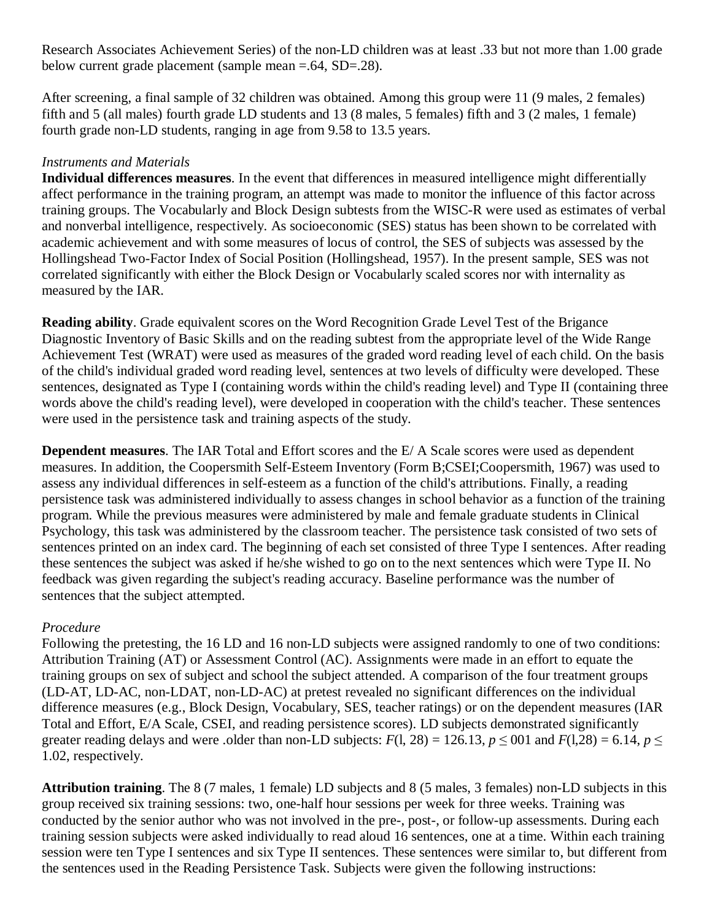Research Associates Achievement Series) of the non-LD children was at least .33 but not more than 1.00 grade below current grade placement (sample mean =.64, SD=.28).

After screening, a final sample of 32 children was obtained. Among this group were 11 (9 males, 2 females) fifth and 5 (all males) fourth grade LD students and 13 (8 males, 5 females) fifth and 3 (2 males, 1 female) fourth grade non-LD students, ranging in age from 9.58 to 13.5 years.

*Instruments and Materials*

**Individual differences measures**. In the event that differences in measured intelligence might differentially affect performance in the training program, an attempt was made to monitor the influence of this factor across training groups. The Vocabulary and Block Design subtests from the WISC-R were used as estimates of verbal and nonverbal intelligence, respectively. As socioeconomic (SES) status has been shown to be correlated with academic achievement and with some measures of locus of control, the SES of subjects was assessed by the Hollingshead Two-Factor Index of Social Position (Hollingshead, 1957). In the present sample, SES was not correlated significantly with either the Block Design or Vocabulary scaled scores nor with internality as measured by the IAR.

**Reading ability**. Grade equivalent scores on the Word Recognition Grade Level Test of the Brigance Diagnostic Inventory of Basic Skills and on the reading subtest from the appropriate level of the Wide Range Achievement Test (WRAT) were used as measures of the graded word reading level of each child. On the basis of the child's individual graded word reading level, sentences at two levels of difficulty were developed. These sentences, designated as Type I (containing words within the child's reading level) and Type II (containing three words above the child's reading level), were developed in cooperation with the child's teacher. These sentences were used in the persistence task and training aspects of the study.

**Dependent measures**. The IAR Total and Effort scores and the E/ A Scale scores were used as dependent measures. In addition, the Coopersmith Self-Esteem Inventory (Form B;CSEI;Coopersmith, 1967) was used to assess any individual differences in self-esteem as a function of the child's attributions. Finally, a reading persistence task was administered individually to assess changes in school behavior as a function of the training program. While the previous measures were administered by male and female graduate students in Clinical Psychology, this task was administered by the classroom teacher. The persistence task consisted of two sets of sentences printed on an index card. The beginning of each set consisted of three Type I sentences. After reading these sentences the subject was asked if he/she wished to go on to the next sentences which were Type II. No feedback was given regarding the subject's reading accuracy. Baseline performance was the number of sentences that the subject attempted.

*Procedure*

Following the pretesting, the 16 LD and 16 non-LD subjects were assigned randomly to one of two conditions: Attribution Training (AT) or Assessment Control (AC). Assignments were made in an effort to equate the training groups on sex of subject and school the subject attended. A comparison of the four treatment groups (LD-AT, LD-AC, non-LDAT, non-LD-AC) at pretest revealed no significant differences on the individual difference measures (e.g., Block Design, Vocabulary, SES, teacher ratings) or on the dependent measures (IAR Total and Effort, E/A Scale, CSEI, and reading persistence scores). LD subjects demonstrated significantly greater reading delays and were .older than non-LD subjects: $F(1, 28) = 126.13$, $p \leq 001$ and $F(1,28) = 6.14$, $p \leq 1.02$, respectively.

**Attribution training**. The 8 (7 males, 1 female) LD subjects and 8 (5 males, 3 females) non-LD subjects in this group received six training sessions: two, one-half hour sessions per week for three weeks. Training was conducted by the senior author who was not involved in the pre-, post-, or follow-up assessments. During each training session subjects were asked individually to read aloud 16 sentences, one at a time. Within each training session were ten Type I sentences and six Type II sentences. These sentences were similar to, but different from the sentences used in the Reading Persistence Task. Subjects were given the following instructions: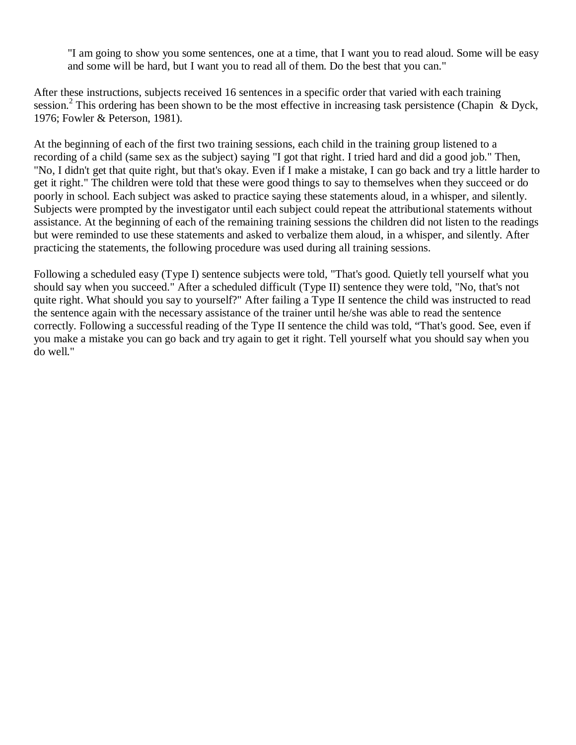> "I am going to show you some sentences, one at a time, that I want you to read aloud. Some will be easy and some will be hard, but I want you to read all of them. Do the best that you can."

After these instructions, subjects received 16 sentences in a specific order that varied with each training session.[2] This ordering has been shown to be the most effective in increasing task persistence (Chapin & Dyck, 1976; Fowler & Peterson, 1981).

At the beginning of each of the first two training sessions, each child in the training group listened to a recording of a child (same sex as the subject) saying "I got that right. I tried hard and did a good job." Then, "No, I didn't get that quite right, but that's okay. Even if I make a mistake, I can go back and try a little harder to get it right." The children were told that these were good things to say to themselves when they succeed or do poorly in school. Each subject was asked to practice saying these statements aloud, in a whisper, and silently. Subjects were prompted by the investigator until each subject could repeat the attributional statements without assistance. At the beginning of each of the remaining training sessions the children did not listen to the readings but were reminded to use these statements and asked to verbalize them aloud, in a whisper, and silently. After practicing the statements, the following procedure was used during all training sessions.

Following a scheduled easy (Type I) sentence subjects were told, "That's good. Quietly tell yourself what you should say when you succeed." After a scheduled difficult (Type II) sentence they were told, "No, that's not quite right. What should you say to yourself?" After failing a Type II sentence the child was instructed to read the sentence again with the necessary assistance of the trainer until he/she was able to read the sentence correctly. Following a successful reading of the Type II sentence the child was told, "That's good. See, even if you make a mistake you can go back and try again to get it right. Tell yourself what you should say when you do well."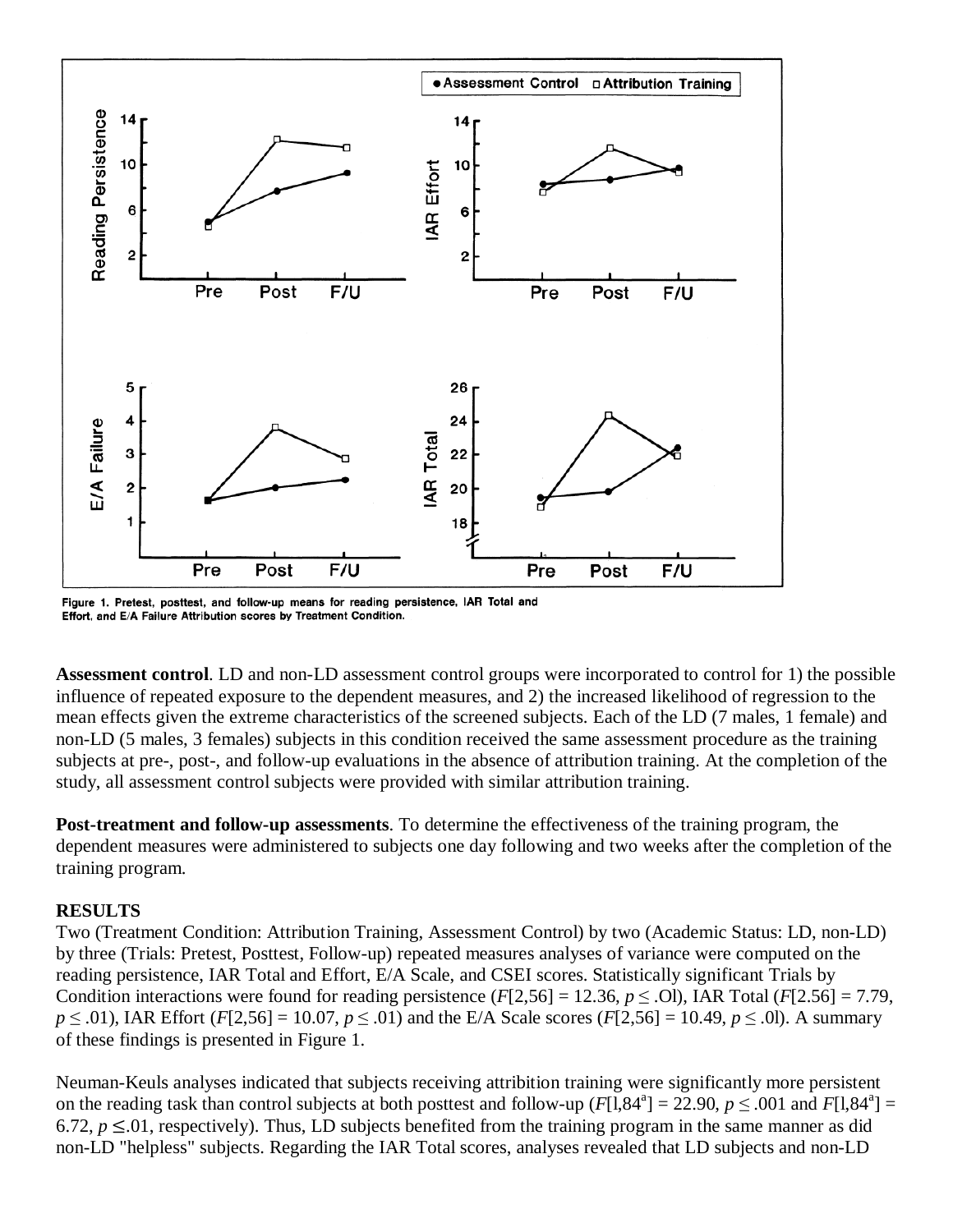● Assessment Control □ Attribution Training

Reading Persistence

14
10
6
2

Pre Post F/U

IAR Effort

14
10
6
2

Pre Post F/U

E/A Failure

5
4
3
2
1

Pre Post F/U

IAR Total

26
24
22
20
18

Pre Post F/U

Figure 1. Pretest, posttest, and follow-up means for reading persistence, IAR Total and Effort, and E/A Failure Attribution scores by Treatment Condition.

**Assessment control**. LD and non-LD assessment control groups were incorporated to control for 1) the possible influence of repeated exposure to the dependent measures, and 2) the increased likelihood of regression to the mean effects given the extreme characteristics of the screened subjects. Each of the LD (7 males, 1 female) and non-LD (5 males, 3 females) subjects in this condition received the same assessment procedure as the training subjects at pre-, post-, and follow-up evaluations in the absence of attribution training. At the completion of the study, all assessment control subjects were provided with similar attribution training.

**Post-treatment and follow-up assessments**. To determine the effectiveness of the training program, the dependent measures were administered to subjects one day following and two weeks after the completion of the training program.

**RESULTS**

Two (Treatment Condition: Attribution Training, Assessment Control) by two (Academic Status: LD, non-LD) by three (Trials: Pretest, Posttest, Follow-up) repeated measures analyses of variance were computed on the reading persistence, IAR Total and Effort, E/A Scale, and CSEI scores. Statistically significant Trials by Condition interactions were found for reading persistence ($F[2,56] = 12.36$, $p \leq .01$), IAR Total ($F[2.56] = 7.79$, $p \leq .01$), IAR Effort ($F[2,56] = 10.07$, $p \leq .01$) and the E/A Scale scores ($F[2,56] = 10.49$, $p \leq .01$). A summary of these findings is presented in Figure 1.

Neuman-Keuls analyses indicated that subjects receiving attribition training were significantly more persistent on the reading task than control subjects at both posttest and follow-up ($F[1,84^{a}] = 22.90$, $p \leq .001$ and $F[1,84^{a}] = 6.72$, $p \leq .01$, respectively). Thus, LD subjects benefited from the training program in the same manner as did non-LD "helpless" subjects. Regarding the IAR Total scores, analyses revealed that LD subjects and non-LD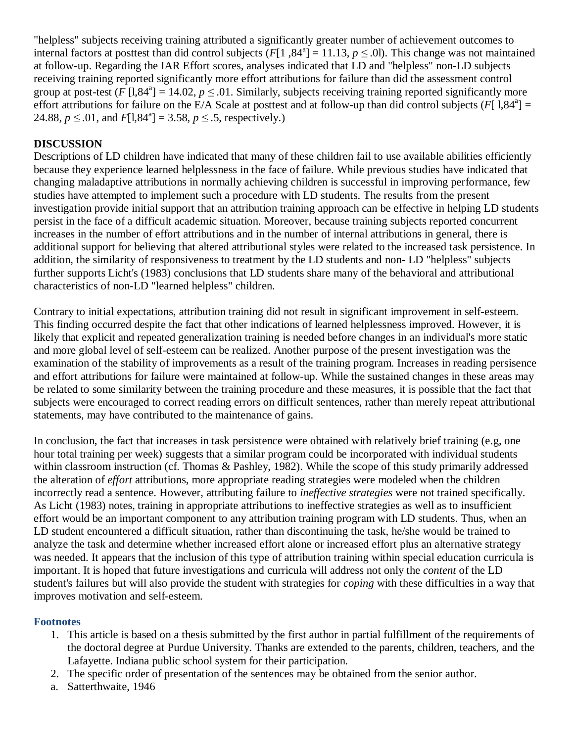"helpless" subjects receiving training attributed a significantly greater number of achievement outcomes to internal factors at posttest than did control subjects ($F[1, 84^{a}] = 11.13$, $p \leq .0l$). This change was not maintained at follow-up. Regarding the IAR Effort scores, analyses indicated that LD and "helpless" non-LD subjects receiving training reported significantly more effort attributions for failure than did the assessment control group at post-test ($F [l,84^{a}] = 14.02$, $p \leq .01$. Similarly, subjects receiving training reported significantly more effort attributions for failure on the E/A Scale at posttest and at follow-up than did control subjects ($F[ l,84^{a}] = 24.88$, $p \leq .01$, and $F[l,84^{a}] = 3.58$, $p \leq .5$, respectively.)

## DISCUSSION

Descriptions of LD children have indicated that many of these children fail to use available abilities efficiently because they experience learned helplessness in the face of failure. While previous studies have indicated that changing maladaptive attributions in normally achieving children is successful in improving performance, few studies have attempted to implement such a procedure with LD students. The results from the present investigation provide initial support that an attribution training approach can be effective in helping LD students persist in the face of a difficult academic situation. Moreover, because training subjects reported concurrent increases in the number of effort attributions and in the number of internal attributions in general, there is additional support for believing that altered attributional styles were related to the increased task persistence. In addition, the similarity of responsiveness to treatment by the LD students and non- LD "helpless" subjects further supports Licht's (1983) conclusions that LD students share many of the behavioral and attributional characteristics of non-LD "learned helpless" children.

Contrary to initial expectations, attribution training did not result in significant improvement in self-esteem. This finding occurred despite the fact that other indications of learned helplessness improved. However, it is likely that explicit and repeated generalization training is needed before changes in an individual's more static and more global level of self-esteem can be realized. Another purpose of the present investigation was the examination of the stability of improvements as a result of the training program. Increases in reading persisence and effort attributions for failure were maintained at follow-up. While the sustained changes in these areas may be related to some similarity between the training procedure and these measures, it is possible that the fact that subjects were encouraged to correct reading errors on difficult sentences, rather than merely repeat attributional statements, may have contributed to the maintenance of gains.

In conclusion, the fact that increases in task persistence were obtained with relatively brief training (e.g, one hour total training per week) suggests that a similar program could be incorporated with individual students within classroom instruction (cf. Thomas & Pashley, 1982). While the scope of this study primarily addressed the alteration of *effort* attributions, more appropriate reading strategies were modeled when the children incorrectly read a sentence. However, attributing failure to *ineffective strategies* were not trained specifically. As Licht (1983) notes, training in appropriate attributions to ineffective strategies as well as to insufficient effort would be an important component to any attribution training program with LD students. Thus, when an LD student encountered a difficult situation, rather than discontinuing the task, he/she would be trained to analyze the task and determine whether increased effort alone or increased effort plus an alternative strategy was needed. It appears that the inclusion of this type of attribution training within special education curricula is important. It is hoped that future investigations and curricula will address not only the *content* of the LD student's failures but will also provide the student with strategies for *coping* with these difficulties in a way that improves motivation and self-esteem.

### Footnotes

1. This article is based on a thesis submitted by the first author in partial fulfillment of the requirements of the doctoral degree at Purdue University. Thanks are extended to the parents, children, teachers, and the Lafayette. Indiana public school system for their participation.
2. The specific order of presentation of the sentences may be obtained from the senior author.

a. Satterthwaite, 1946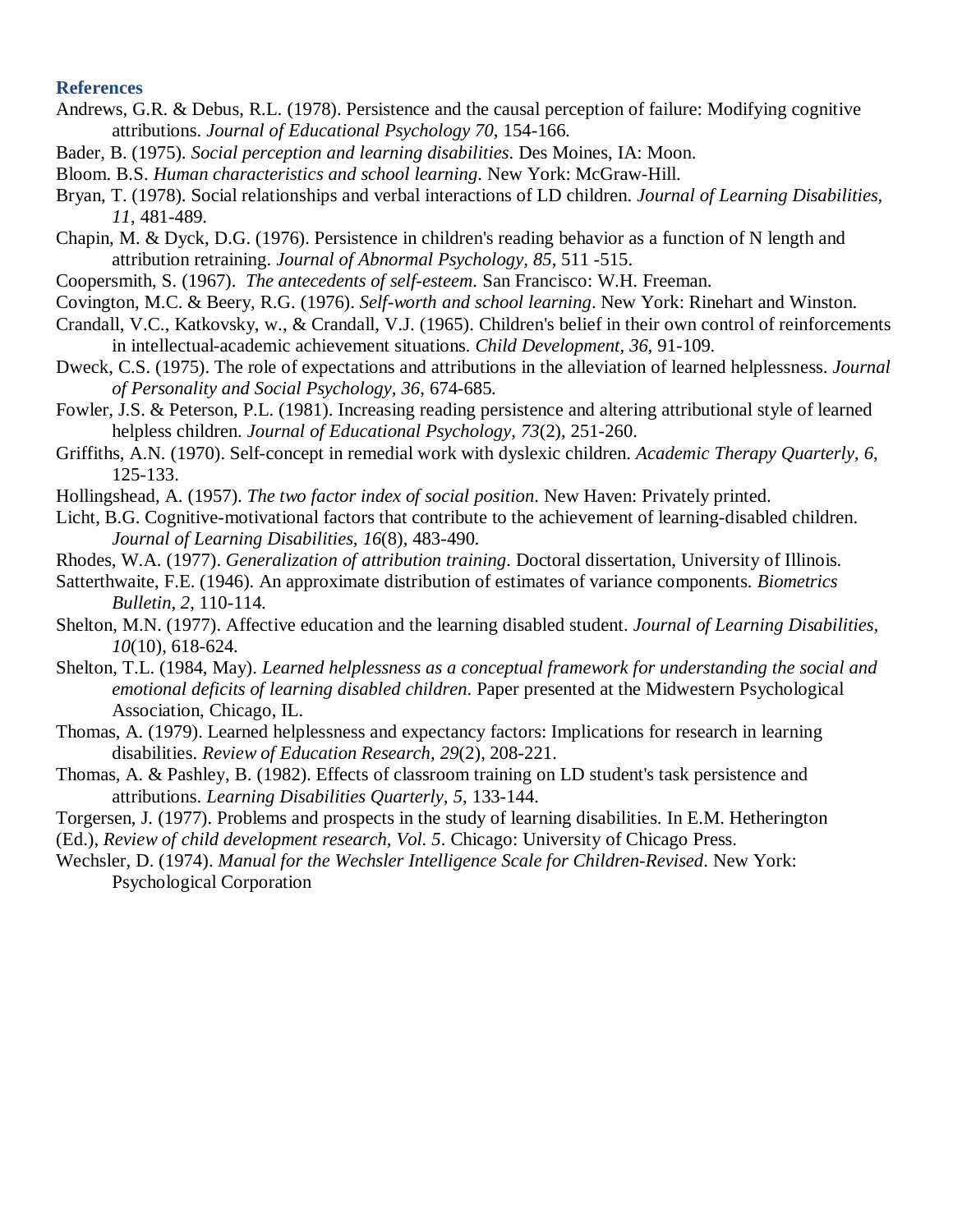### References

Andrews, G.R. & Debus, R.L. (1978). Persistence and the causal perception of failure: Modifying cognitive attributions. *Journal of Educational Psychology 70*, 154-166.

Bader, B. (1975). *Social perception and learning disabilities*. Des Moines, IA: Moon.

Bloom. B.S. *Human characteristics and school learning*. New York: McGraw-Hill.

Bryan, T. (1978). Social relationships and verbal interactions of LD children. *Journal of Learning Disabilities, 11*, 481-489.

Chapin, M. & Dyck, D.G. (1976). Persistence in children's reading behavior as a function of N length and attribution retraining. *Journal of Abnormal Psychology, 85*, 511 -515.

Coopersmith, S. (1967). *The antecedents of self-esteem*. San Francisco: W.H. Freeman.

Covington, M.C. & Beery, R.G. (1976). *Self-worth and school learning*. New York: Rinehart and Winston.

Crandall, V.C., Katkovsky, w., & Crandall, V.J. (1965). Children's belief in their own control of reinforcements in intellectual-academic achievement situations. *Child Development*, *36*, 91-109.

Dweck, C.S. (1975). The role of expectations and attributions in the alleviation of learned helplessness. *Journal of Personality and Social Psychology, 36*, 674-685.

Fowler, J.S. & Peterson, P.L. (1981). Increasing reading persistence and altering attributional style of learned helpless children. *Journal of Educational Psychology, 73*(2), 251-260.

Griffiths, A.N. (1970). Self-concept in remedial work with dyslexic children. *Academic Therapy Quarterly, 6*, 125-133.

Hollingshead, A. (1957). *The two factor index of social position*. New Haven: Privately printed.

Licht, B.G. Cognitive-motivational factors that contribute to the achievement of learning-disabled children. *Journal of Learning Disabilities, 16*(8), 483-490.

Rhodes, W.A. (1977). *Generalization of attribution training*. Doctoral dissertation, University of Illinois.

Satterthwaite, F.E. (1946). An approximate distribution of estimates of variance components. *Biometrics Bulletin, 2*, 110-114.

Shelton, M.N. (1977). Affective education and the learning disabled student. *Journal of Learning Disabilities, 10*(10), 618-624.

Shelton, T.L. (1984, May). *Learned helplessness as a conceptual framework for understanding the social and emotional deficits of learning disabled children*. Paper presented at the Midwestern Psychological Association, Chicago, IL.

Thomas, A. (1979). Learned helplessness and expectancy factors: Implications for research in learning disabilities. *Review of Education Research, 29*(2), 208-221.

Thomas, A. & Pashley, B. (1982). Effects of classroom training on LD student's task persistence and attributions. *Learning Disabilities Quarterly, 5*, 133-144.

Torgersen, J. (1977). Problems and prospects in the study of learning disabilities. In E.M. Hetherington (Ed.), *Review of child development research, Vol. 5*. Chicago: University of Chicago Press.

Wechsler, D. (1974). *Manual for the Wechsler Intelligence Scale for Children-Revised*. New York: Psychological Corporation